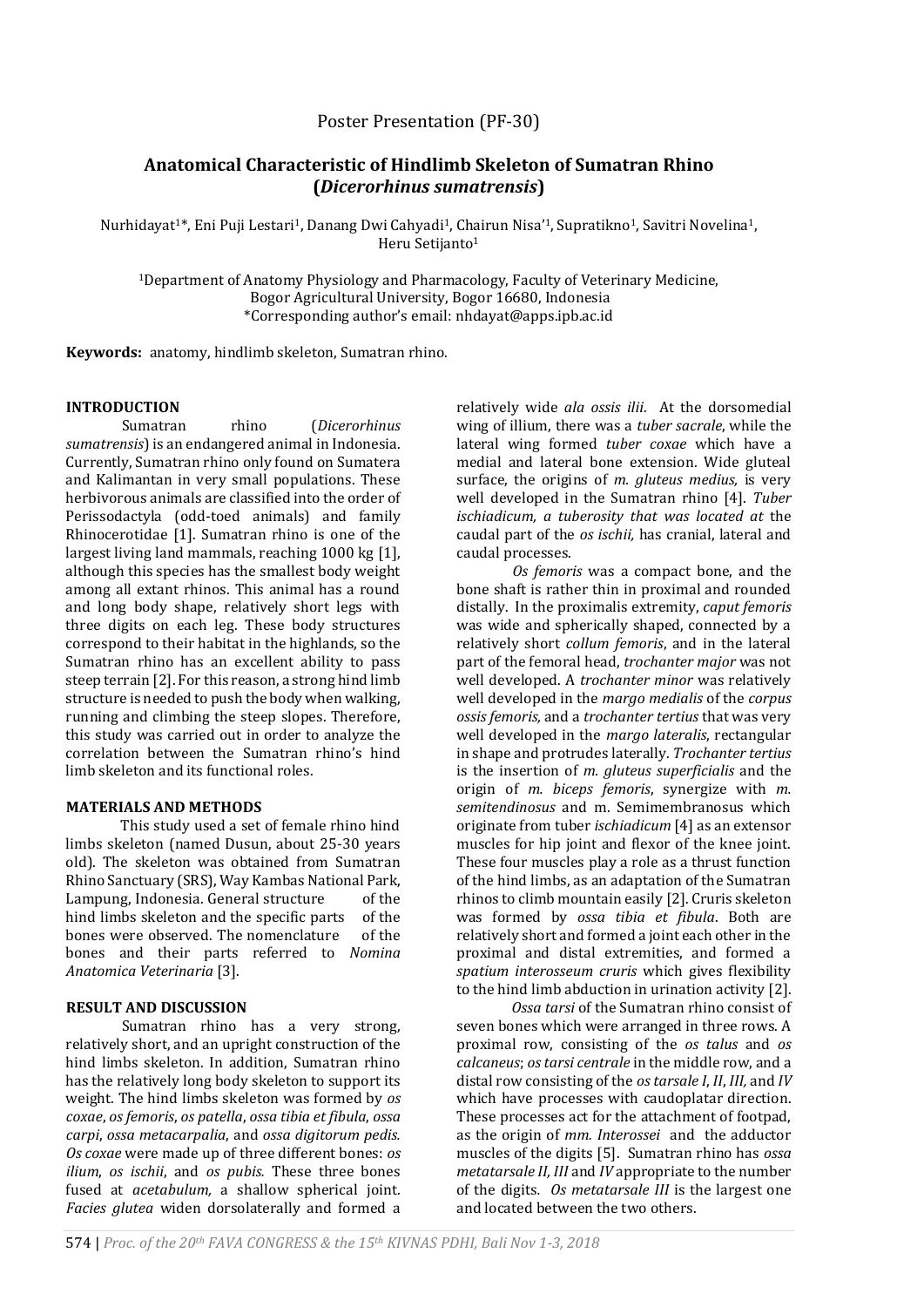Poster Presentation (PF-30)

# Anatomical Characteristic of Hindlimb Skeleton of Sumatran Rhino (*Dicerorhinus sumatrensis*)

Nurhidayat[1]*, Eni Puji Lestari[1], Danang Dwi Cahyadi[1], Chairun Nisa'[1], Supratikno[1], Savitri Novelina[1], Heru Setijanto[1]

[1]Department of Anatomy Physiology and Pharmacology, Faculty of Veterinary Medicine, Bogor Agricultural University, Bogor 16680, Indonesia
*Corresponding author's email: nhdayat@apps.ipb.ac.id

**Keywords:** anatomy, hindlimb skeleton, Sumatran rhino.

## INTRODUCTION

Sumatran rhino (*Dicerorhinus sumatrensis*) is an endangered animal in Indonesia. Currently, Sumatran rhino only found on Sumatera and Kalimantan in very small populations. These herbivorous animals are classified into the order of Perissodactyla (odd-toed animals) and family Rhinocerotidae [1]. Sumatran rhino is one of the largest living land mammals, reaching 1000 kg [1], although this species has the smallest body weight among all extant rhinos. This animal has a round and long body shape, relatively short legs with three digits on each leg. These body structures correspond to their habitat in the highlands, so the Sumatran rhino has an excellent ability to pass steep terrain [2]. For this reason, a strong hind limb structure is needed to push the body when walking, running and climbing the steep slopes. Therefore, this study was carried out in order to analyze the correlation between the Sumatran rhino's hind limb skeleton and its functional roles.

## MATERIALS AND METHODS

This study used a set of female rhino hind limbs skeleton (named Dusun, about 25-30 years old). The skeleton was obtained from Sumatran Rhino Sanctuary (SRS), Way Kambas National Park, Lampung, Indonesia. General structure of the hind limbs skeleton and the specific parts of the bones were observed. The nomenclature of the bones and their parts referred to *Nomina Anatomica Veterinaria* [3].

## RESULT AND DISCUSSION

Sumatran rhino has a very strong, relatively short, and an upright construction of the hind limbs skeleton. In addition, Sumatran rhino has the relatively long body skeleton to support its weight. The hind limbs skeleton was formed by *os coxae*, *os femoris*, *os patella*, *ossa tibia et fibula*, *ossa carpi*, *ossa metacarpalia*, and *ossa digitorum pedis. Os coxae* were made up of three different bones: *os ilium*, *os ischii*, and *os pubis.* These three bones fused at *acetabulum,* a shallow spherical joint. *Facies glutea* widen dorsolaterally and formed a relatively wide *ala ossis ilii*. At the dorsomedial wing of illium, there was a *tuber sacrale*, while the lateral wing formed *tuber coxae* which have a medial and lateral bone extension. Wide gluteal surface, the origins of *m. gluteus medius,* is very well developed in the Sumatran rhino [4]. *Tuber ischiadicum, a tuberosity that was located at* the caudal part of the *os ischii,* has cranial, lateral and caudal processes.

*Os femoris* was a compact bone, and the bone shaft is rather thin in proximal and rounded distally. In the proximalis extremity, *caput femoris* was wide and spherically shaped, connected by a relatively short *collum femoris*, and in the lateral part of the femoral head, *trochanter major* was not well developed. A *trochanter minor* was relatively well developed in the *margo medialis* of the *corpus ossis femoris,* and a *trochanter tertius* that was very well developed in the *margo lateralis*, rectangular in shape and protrudes laterally. *Trochanter tertius* is the insertion of *m. gluteus superficialis* and the origin of *m. biceps femoris*, synergize with *m. semitendinosus* and m. Semimembranosus which originate from tuber *ischiadicum* [4] as an extensor muscles for hip joint and flexor of the knee joint. These four muscles play a role as a thrust function of the hind limbs, as an adaptation of the Sumatran rhinos to climb mountain easily [2]. Cruris skeleton was formed by *ossa tibia et fibula*. Both are relatively short and formed a joint each other in the proximal and distal extremities, and formed a *spatium interosseum cruris* which gives flexibility to the hind limb abduction in urination activity [2].

*Ossa tarsi* of the Sumatran rhino consist of seven bones which were arranged in three rows. A proximal row, consisting of the *os talus* and *os calcaneus*; *os tarsi centrale* in the middle row, and a distal row consisting of the *os tarsale I*, *II*, *III,* and *IV* which have processes with caudoplatar direction. These processes act for the attachment of footpad, as the origin of *mm. Interossei* and the adductor muscles of the digits [5]. Sumatran rhino has *ossa metatarsale II, III* and *IV* appropriate to the number of the digits. *Os metatarsale III* is the largest one and located between the two others.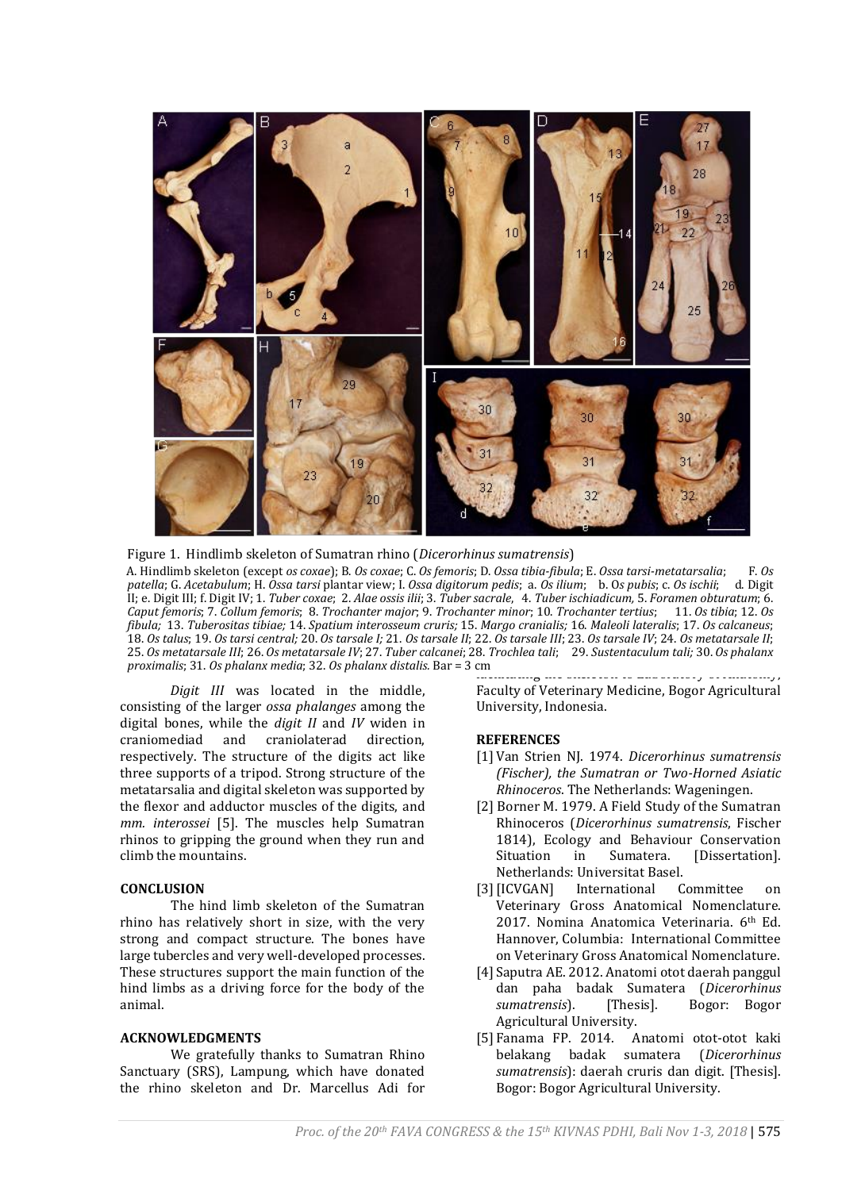Figure 1. Hindlimb skeleton of Sumatran rhino (*Dicerorhinus sumatrensis*)

A. Hindlimb skeleton (except *os coxae*); B. *Os coxae*; C. *Os femoris*; D. *Ossa tibia-fibula*; E. *Ossa tarsi-metatarsalia*; F. *Os patella*; G. *Acetabulum*; H. *Ossa tarsi* plantar view; I. *Ossa digitorum pedis*; a. *Os ilium*; b. *Os pubis*; c. *Os ischii*; d. Digit II; e. Digit III; f. Digit IV; 1. *Tuber coxae*; 2. *Alae ossis ilii*; 3. *Tuber sacrale*, 4. *Tuber ischiadicum*, 5. *Foramen obturatum*; 6. *Caput femoris*; 7. *Collum femoris*; 8. *Trochanter major*; 9. *Trochanter minor*; 10. *Trochanter tertius*; 11. *Os tibia*; 12. *Os fibula*; 13. *Tuberositas tibiae*; 14. *Spatium interosseum cruris*; 15. *Margo cranialis*; 16. *Maleoli lateralis*; 17. *Os calcaneus*; 18. *Os talus*; 19. *Os tarsi central*; 20. *Os tarsale I*; 21. *Os tarsale II*; 22. *Os tarsale III*; 23. *Os tarsale IV*; 24. *Os metatarsale II*; 25. *Os metatarsale III*; 26. *Os metatarsale IV*; 27. *Tuber calcanei*; 28. *Trochlea tali*; 29. *Sustentaculum tali*; 30. *Os phalanx proximalis*; 31. *Os phalanx media*; 32. *Os phalanx distalis*. Bar = 3 cm

*Digit III* was located in the middle, consisting of the larger *ossa phalanges* among the digital bones, while the *digit II* and *IV* widen in craniomediad and craniolaterad direction, respectively. The structure of the digits act like three supports of a tripod. Strong structure of the metatarsalia and digital skeleton was supported by the flexor and adductor muscles of the digits, and *mm. interossei* [5]. The muscles help Sumatran rhinos to gripping the ground when they run and climb the mountains.

## CONCLUSION

The hind limb skeleton of the Sumatran rhino has relatively short in size, with the very strong and compact structure. The bones have large tubercles and very well-developed processes. These structures support the main function of the hind limbs as a driving force for the body of the animal.

## ACKNOWLEDGMENTS

We gratefully thanks to Sumatran Rhino Sanctuary (SRS), Lampung, which have donated the rhino skeleton and Dr. Marcellus Adi for mounting the skeleton at Laboratory of Anatomy, Faculty of Veterinary Medicine, Bogor Agricultural University, Indonesia.

## REFERENCES

[1] Van Strien NJ. 1974. *Dicerorhinus sumatrensis (Fischer), the Sumatran or Two-Horned Asiatic Rhinoceros*. The Netherlands: Wageningen.

[2] Borner M. 1979. A Field Study of the Sumatran Rhinoceros (*Dicerorhinus sumatrensis*, Fischer 1814), Ecology and Behaviour Conservation Situation in Sumatera. [Dissertation]. Netherlands: Universitat Basel.

[3] [ICVGAN] International Committee on Veterinary Gross Anatomical Nomenclature. 2017. Nomina Anatomica Veterinaria. 6th Ed. Hannover, Columbia: International Committee on Veterinary Gross Anatomical Nomenclature.

[4] Saputra AE. 2012. Anatomi otot daerah panggul dan paha badak Sumatera (*Dicerorhinus sumatrensis*). [Thesis]. Bogor: Bogor Agricultural University.

[5] Fanama FP. 2014. Anatomi otot-otot kaki belakang badak sumatera (*Dicerorhinus sumatrensis*): daerah cruris dan digit. [Thesis]. Bogor: Bogor Agricultural University.